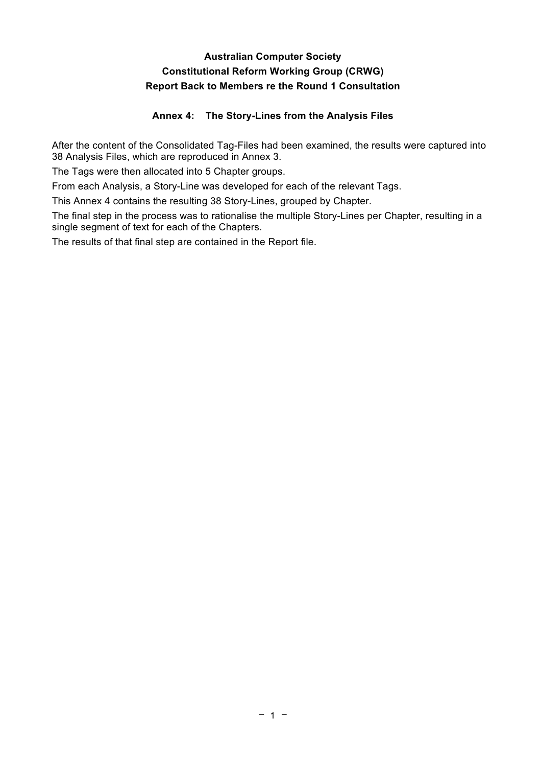# Australian Computer Society
# Constitutional Reform Working Group (CRWG)
# Report Back to Members re the Round 1 Consultation

## Annex 4: The Story-Lines from the Analysis Files

After the content of the Consolidated Tag-Files had been examined, the results were captured into 38 Analysis Files, which are reproduced in Annex 3.

The Tags were then allocated into 5 Chapter groups.

From each Analysis, a Story-Line was developed for each of the relevant Tags.

This Annex 4 contains the resulting 38 Story-Lines, grouped by Chapter.

The final step in the process was to rationalise the multiple Story-Lines per Chapter, resulting in a single segment of text for each of the Chapters.

The results of that final step are contained in the Report file.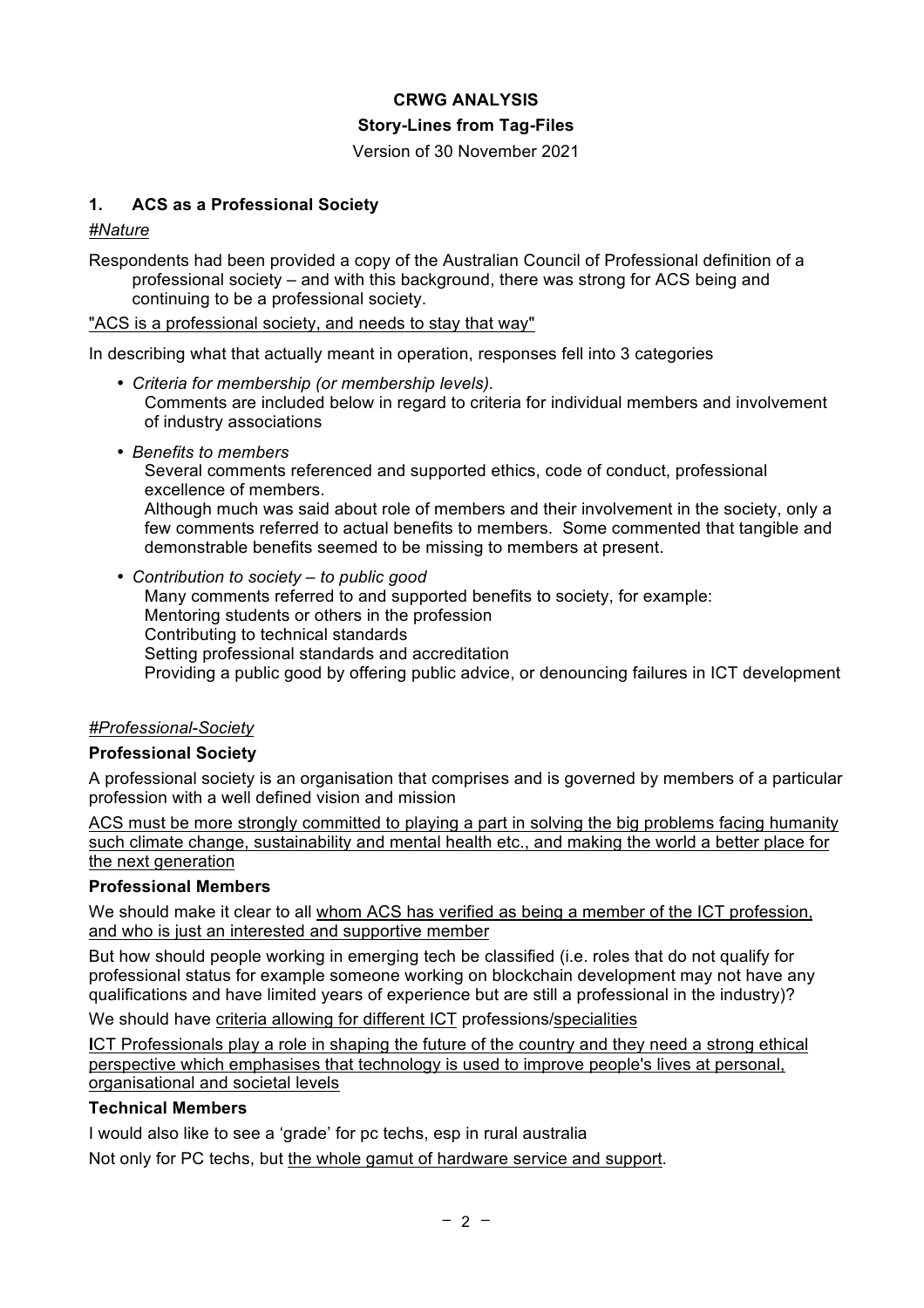**CRWG ANALYSIS**

**Story-Lines from Tag-Files**

Version of 30 November 2021

## 1. ACS as a Professional Society

*#Nature*

Respondents had been provided a copy of the Australian Council of Professional definition of a professional society – and with this background, there was strong for ACS being and continuing to be a professional society.

"ACS is a professional society, and needs to stay that way"

In describing what that actually meant in operation, responses fell into 3 categories

- *Criteria for membership (or membership levels).*
  Comments are included below in regard to criteria for individual members and involvement of industry associations
- *Benefits to members*
  Several comments referenced and supported ethics, code of conduct, professional excellence of members.
  Although much was said about role of members and their involvement in the society, only a few comments referred to actual benefits to members. Some commented that tangible and demonstrable benefits seemed to be missing to members at present.
- *Contribution to society – to public good*
  Many comments referred to and supported benefits to society, for example:
  Mentoring students or others in the profession
  Contributing to technical standards
  Setting professional standards and accreditation
  Providing a public good by offering public advice, or denouncing failures in ICT development

*#Professional-Society*

**Professional Society**

A professional society is an organisation that comprises and is governed by members of a particular profession with a well defined vision and mission

ACS must be more strongly committed to playing a part in solving the big problems facing humanity such climate change, sustainability and mental health etc., and making the world a better place for the next generation

**Professional Members**

We should make it clear to all whom ACS has verified as being a member of the ICT profession, and who is just an interested and supportive member

But how should people working in emerging tech be classified (i.e. roles that do not qualify for professional status for example someone working on blockchain development may not have any qualifications and have limited years of experience but are still a professional in the industry)?

We should have criteria allowing for different ICT professions/specialities

ICT Professionals play a role in shaping the future of the country and they need a strong ethical perspective which emphasises that technology is used to improve people's lives at personal, organisational and societal levels

**Technical Members**

I would also like to see a 'grade' for pc techs, esp in rural australia

Not only for PC techs, but the whole gamut of hardware service and support.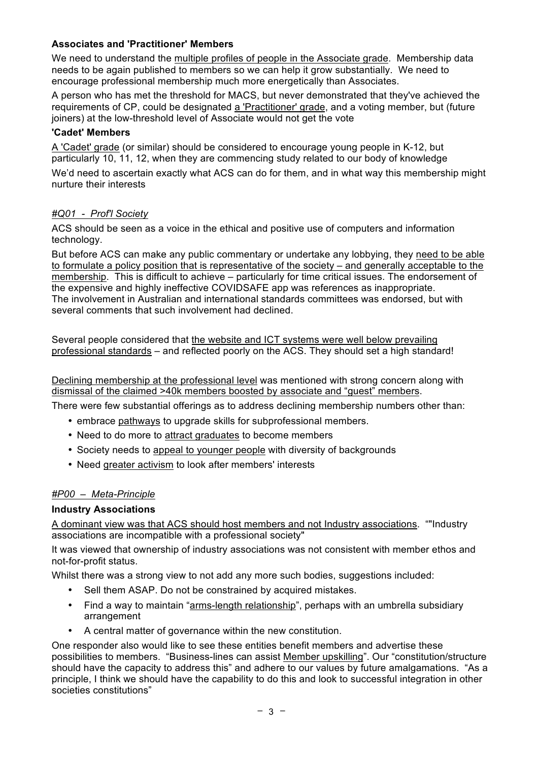**Associates and 'Practitioner' Members**

We need to understand the multiple profiles of people in the Associate grade. Membership data needs to be again published to members so we can help it grow substantially. We need to encourage professional membership much more energetically than Associates.

A person who has met the threshold for MACS, but never demonstrated that they've achieved the requirements of CP, could be designated a 'Practitioner' grade, and a voting member, but (future joiners) at the low-threshold level of Associate would not get the vote

**'Cadet' Members**

A 'Cadet' grade (or similar) should be considered to encourage young people in K-12, but particularly 10, 11, 12, when they are commencing study related to our body of knowledge

We'd need to ascertain exactly what ACS can do for them, and in what way this membership might nurture their interests

*#Q01 - Prof'l Society*

ACS should be seen as a voice in the ethical and positive use of computers and information technology.

But before ACS can make any public commentary or undertake any lobbying, they need to be able to formulate a policy position that is representative of the society – and generally acceptable to the membership. This is difficult to achieve – particularly for time critical issues. The endorsement of the expensive and highly ineffective COVIDSAFE app was references as inappropriate. The involvement in Australian and international standards committees was endorsed, but with several comments that such involvement had declined.

Several people considered that the website and ICT systems were well below prevailing professional standards – and reflected poorly on the ACS. They should set a high standard!

Declining membership at the professional level was mentioned with strong concern along with dismissal of the claimed >40k members boosted by associate and "guest" members.

There were few substantial offerings as to address declining membership numbers other than:

- embrace pathways to upgrade skills for subprofessional members.
- Need to do more to attract graduates to become members
- Society needs to appeal to younger people with diversity of backgrounds
- Need greater activism to look after members' interests

*#P00 – Meta-Principle*

**Industry Associations**

A dominant view was that ACS should host members and not Industry associations. ""Industry associations are incompatible with a professional society"

It was viewed that ownership of industry associations was not consistent with member ethos and not-for-profit status.

Whilst there was a strong view to not add any more such bodies, suggestions included:

- Sell them ASAP. Do not be constrained by acquired mistakes.
- Find a way to maintain "arms-length relationship", perhaps with an umbrella subsidiary arrangement
- A central matter of governance within the new constitution.

One responder also would like to see these entities benefit members and advertise these possibilities to members. "Business-lines can assist Member upskilling". Our "constitution/structure should have the capacity to address this" and adhere to our values by future amalgamations. "As a principle, I think we should have the capability to do this and look to successful integration in other societies constitutions"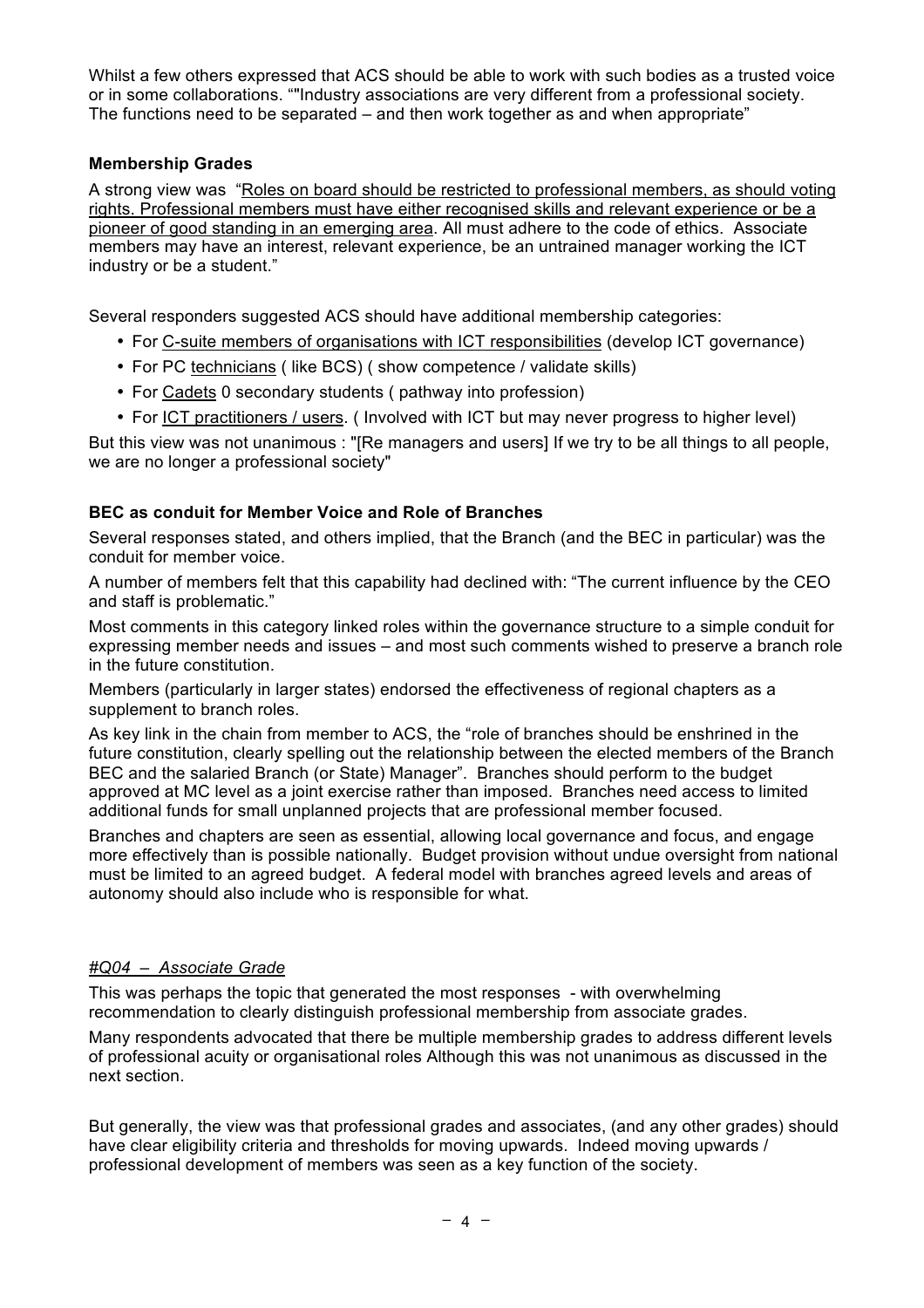Whilst a few others expressed that ACS should be able to work with such bodies as a trusted voice or in some collaborations. ""Industry associations are very different from a professional society. The functions need to be separated – and then work together as and when appropriate"

**Membership Grades**

A strong view was "<u>Roles on board should be restricted to professional members, as should voting rights. Professional members must have either recognised skills and relevant experience or be a pioneer of good standing in an emerging area</u>. All must adhere to the code of ethics. Associate members may have an interest, relevant experience, be an untrained manager working the ICT industry or be a student."

Several responders suggested ACS should have additional membership categories:

- For <u>C-suite members of organisations with ICT responsibilities</u> (develop ICT governance)
- For PC <u>technicians</u> ( like BCS) ( show competence / validate skills)
- For <u>Cadets</u> 0 secondary students ( pathway into profession)
- For <u>ICT practitioners / users</u>. ( Involved with ICT but may never progress to higher level)

But this view was not unanimous : "[Re managers and users] If we try to be all things to all people, we are no longer a professional society"

**BEC as conduit for Member Voice and Role of Branches**

Several responses stated, and others implied, that the Branch (and the BEC in particular) was the conduit for member voice.

A number of members felt that this capability had declined with: "The current influence by the CEO and staff is problematic."

Most comments in this category linked roles within the governance structure to a simple conduit for expressing member needs and issues – and most such comments wished to preserve a branch role in the future constitution.

Members (particularly in larger states) endorsed the effectiveness of regional chapters as a supplement to branch roles.

As key link in the chain from member to ACS, the "role of branches should be enshrined in the future constitution, clearly spelling out the relationship between the elected members of the Branch BEC and the salaried Branch (or State) Manager". Branches should perform to the budget approved at MC level as a joint exercise rather than imposed. Branches need access to limited additional funds for small unplanned projects that are professional member focused.

Branches and chapters are seen as essential, allowing local governance and focus, and engage more effectively than is possible nationally. Budget provision without undue oversight from national must be limited to an agreed budget. A federal model with branches agreed levels and areas of autonomy should also include who is responsible for what.

*<u>#Q04 – Associate Grade</u>*

This was perhaps the topic that generated the most responses - with overwhelming recommendation to clearly distinguish professional membership from associate grades.

Many respondents advocated that there be multiple membership grades to address different levels of professional acuity or organisational roles Although this was not unanimous as discussed in the next section.

But generally, the view was that professional grades and associates, (and any other grades) should have clear eligibility criteria and thresholds for moving upwards. Indeed moving upwards / professional development of members was seen as a key function of the society.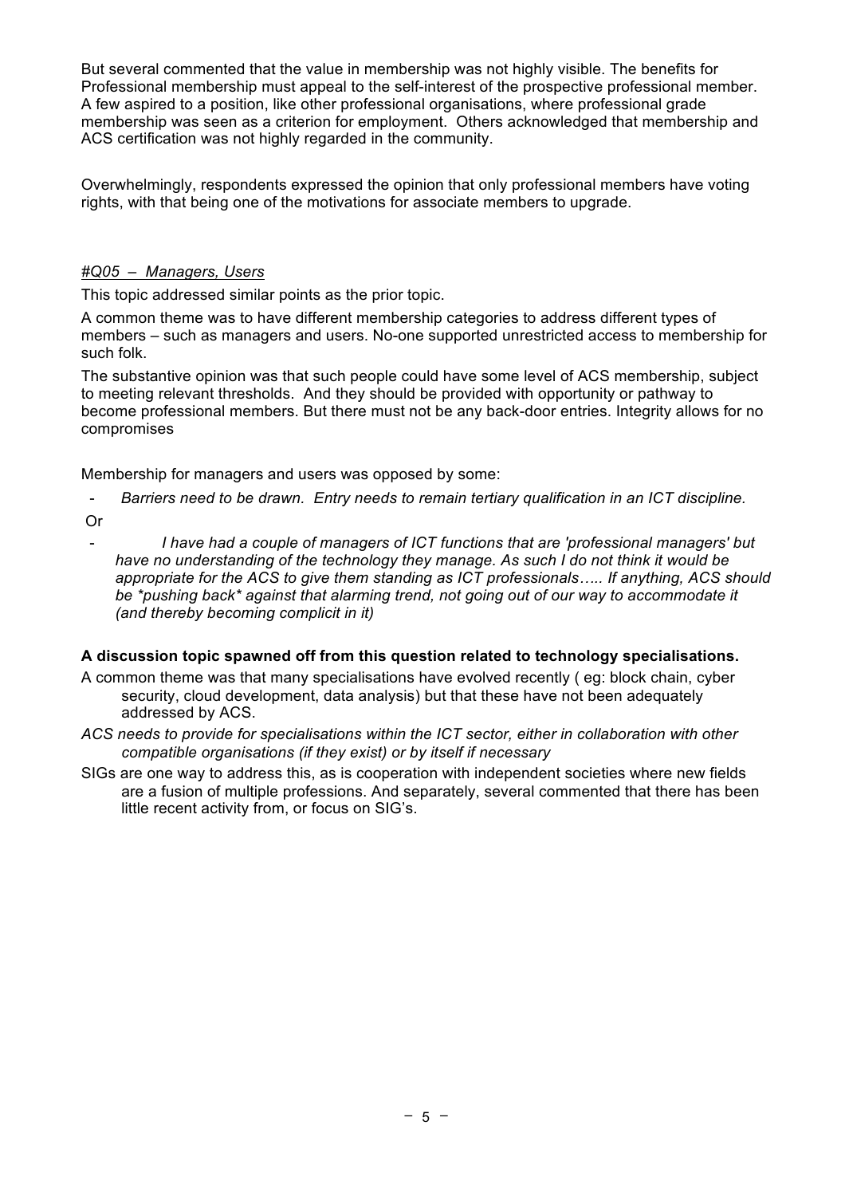But several commented that the value in membership was not highly visible. The benefits for Professional membership must appeal to the self-interest of the prospective professional member. A few aspired to a position, like other professional organisations, where professional grade membership was seen as a criterion for employment. Others acknowledged that membership and ACS certification was not highly regarded in the community.

Overwhelmingly, respondents expressed the opinion that only professional members have voting rights, with that being one of the motivations for associate members to upgrade.

*#Q05 – Managers, Users*

This topic addressed similar points as the prior topic.

A common theme was to have different membership categories to address different types of members – such as managers and users. No-one supported unrestricted access to membership for such folk.

The substantive opinion was that such people could have some level of ACS membership, subject to meeting relevant thresholds. And they should be provided with opportunity or pathway to become professional members. But there must not be any back-door entries. Integrity allows for no compromises

Membership for managers and users was opposed by some:

- *Barriers need to be drawn. Entry needs to remain tertiary qualification in an ICT discipline.*

Or

- *I have had a couple of managers of ICT functions that are 'professional managers' but have no understanding of the technology they manage. As such I do not think it would be appropriate for the ACS to give them standing as ICT professionals….. If anything, ACS should be *pushing back* against that alarming trend, not going out of our way to accommodate it (and thereby becoming complicit in it)*

**A discussion topic spawned off from this question related to technology specialisations.**

A common theme was that many specialisations have evolved recently ( eg: block chain, cyber security, cloud development, data analysis) but that these have not been adequately addressed by ACS.

*ACS needs to provide for specialisations within the ICT sector, either in collaboration with other compatible organisations (if they exist) or by itself if necessary*

SIGs are one way to address this, as is cooperation with independent societies where new fields are a fusion of multiple professions. And separately, several commented that there has been little recent activity from, or focus on SIG's.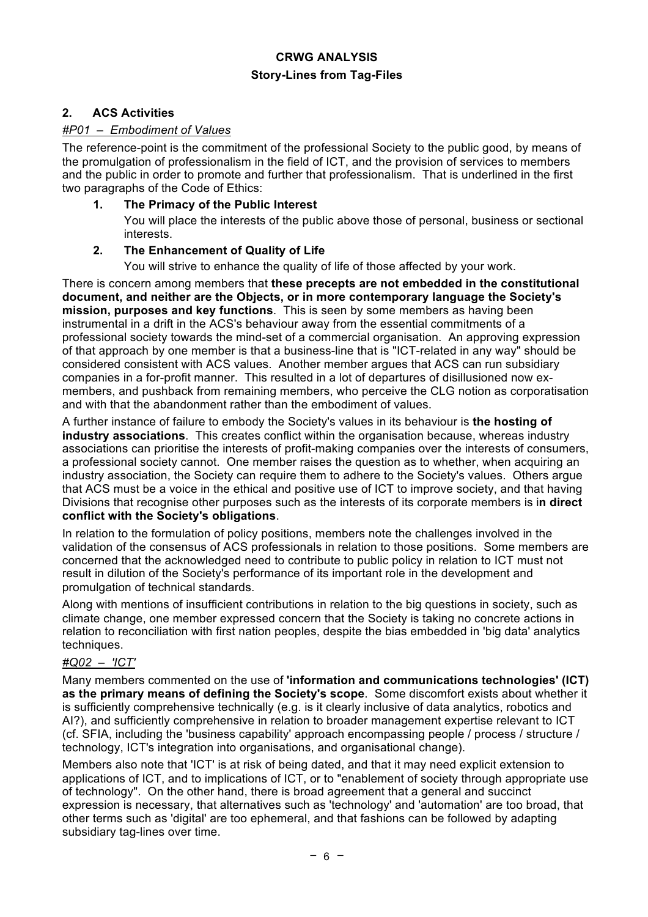**CRWG ANALYSIS**

**Story-Lines from Tag-Files**

## 2. ACS Activities

### *#P01 – Embodiment of Values*

The reference-point is the commitment of the professional Society to the public good, by means of the promulgation of professionalism in the field of ICT, and the provision of services to members and the public in order to promote and further that professionalism. That is underlined in the first two paragraphs of the Code of Ethics:

1. **The Primacy of the Public Interest**

   You will place the interests of the public above those of personal, business or sectional interests.

2. **The Enhancement of Quality of Life**

   You will strive to enhance the quality of life of those affected by your work.

There is concern among members that **these precepts are not embedded in the constitutional document, and neither are the Objects, or in more contemporary language the Society's mission, purposes and key functions**. This is seen by some members as having been instrumental in a drift in the ACS's behaviour away from the essential commitments of a professional society towards the mind-set of a commercial organisation. An approving expression of that approach by one member is that a business-line that is "ICT-related in any way" should be considered consistent with ACS values. Another member argues that ACS can run subsidiary companies in a for-profit manner. This resulted in a lot of departures of disillusioned now ex-members, and pushback from remaining members, who perceive the CLG notion as corporatisation and with that the abandonment rather than the embodiment of values.

A further instance of failure to embody the Society's values in its behaviour is **the hosting of industry associations**. This creates conflict within the organisation because, whereas industry associations can prioritise the interests of profit-making companies over the interests of consumers, a professional society cannot. One member raises the question as to whether, when acquiring an industry association, the Society can require them to adhere to the Society's values. Others argue that ACS must be a voice in the ethical and positive use of ICT to improve society, and that having Divisions that recognise other purposes such as the interests of its corporate members is i**n direct conflict with the Society's obligations**.

In relation to the formulation of policy positions, members note the challenges involved in the validation of the consensus of ACS professionals in relation to those positions. Some members are concerned that the acknowledged need to contribute to public policy in relation to ICT must not result in dilution of the Society's performance of its important role in the development and promulgation of technical standards.

Along with mentions of insufficient contributions in relation to the big questions in society, such as climate change, one member expressed concern that the Society is taking no concrete actions in relation to reconciliation with first nation peoples, despite the bias embedded in 'big data' analytics techniques.

### *#Q02 – 'ICT'*

Many members commented on the use of **'information and communications technologies' (ICT) as the primary means of defining the Society's scope**. Some discomfort exists about whether it is sufficiently comprehensive technically (e.g. is it clearly inclusive of data analytics, robotics and AI?), and sufficiently comprehensive in relation to broader management expertise relevant to ICT (cf. SFIA, including the 'business capability' approach encompassing people / process / structure / technology, ICT's integration into organisations, and organisational change).

Members also note that 'ICT' is at risk of being dated, and that it may need explicit extension to applications of ICT, and to implications of ICT, or to "enablement of society through appropriate use of technology". On the other hand, there is broad agreement that a general and succinct expression is necessary, that alternatives such as 'technology' and 'automation' are too broad, that other terms such as 'digital' are too ephemeral, and that fashions can be followed by adapting subsidiary tag-lines over time.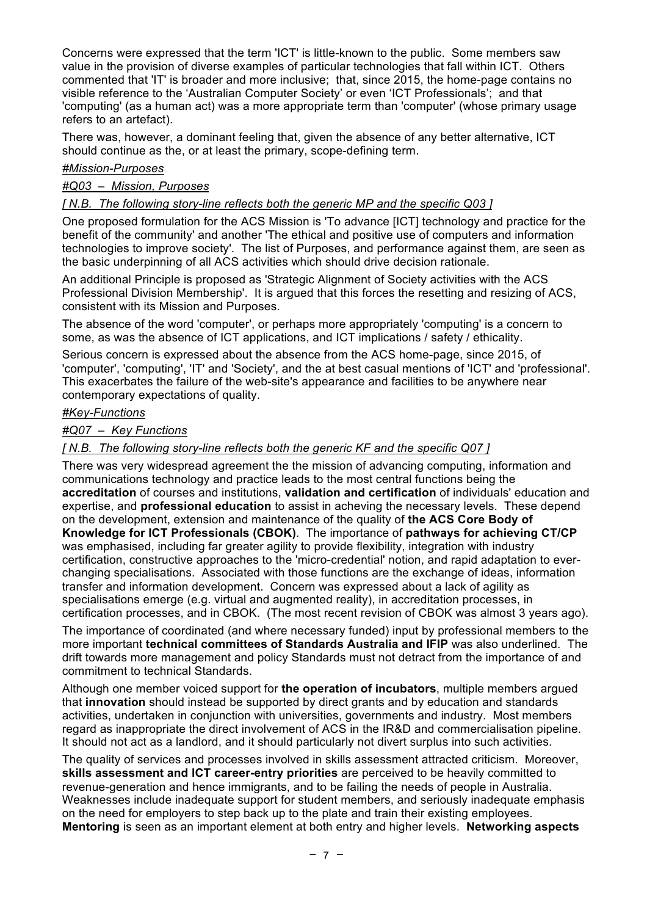Concerns were expressed that the term 'ICT' is little-known to the public. Some members saw value in the provision of diverse examples of particular technologies that fall within ICT. Others commented that 'IT' is broader and more inclusive; that, since 2015, the home-page contains no visible reference to the 'Australian Computer Society' or even 'ICT Professionals'; and that 'computing' (as a human act) was a more appropriate term than 'computer' (whose primary usage refers to an artefact).

There was, however, a dominant feeling that, given the absence of any better alternative, ICT should continue as the, or at least the primary, scope-defining term.

*#Mission-Purposes*

*#Q03 – Mission, Purposes*

*[ N.B. The following story-line reflects both the generic MP and the specific Q03 ]*

One proposed formulation for the ACS Mission is 'To advance [ICT] technology and practice for the benefit of the community' and another 'The ethical and positive use of computers and information technologies to improve society'. The list of Purposes, and performance against them, are seen as the basic underpinning of all ACS activities which should drive decision rationale.

An additional Principle is proposed as 'Strategic Alignment of Society activities with the ACS Professional Division Membership'. It is argued that this forces the resetting and resizing of ACS, consistent with its Mission and Purposes.

The absence of the word 'computer', or perhaps more appropriately 'computing' is a concern to some, as was the absence of ICT applications, and ICT implications / safety / ethicality.

Serious concern is expressed about the absence from the ACS home-page, since 2015, of 'computer', 'computing', 'IT' and 'Society', and the at best casual mentions of 'ICT' and 'professional'. This exacerbates the failure of the web-site's appearance and facilities to be anywhere near contemporary expectations of quality.

*#Key-Functions*

*#Q07 – Key Functions*

*[ N.B. The following story-line reflects both the generic KF and the specific Q07 ]*

There was very widespread agreement the the mission of advancing computing, information and communications technology and practice leads to the most central functions being the **accreditation** of courses and institutions, **validation and certification** of individuals' education and expertise, and **professional education** to assist in acheving the necessary levels. These depend on the development, extension and maintenance of the quality of **the ACS Core Body of Knowledge for ICT Professionals (CBOK)**. The importance of **pathways for achieving CT/CP** was emphasised, including far greater agility to provide flexibility, integration with industry certification, constructive approaches to the 'micro-credential' notion, and rapid adaptation to ever-changing specialisations. Associated with those functions are the exchange of ideas, information transfer and information development. Concern was expressed about a lack of agility as specialisations emerge (e.g. virtual and augmented reality), in accreditation processes, in certification processes, and in CBOK. (The most recent revision of CBOK was almost 3 years ago).

The importance of coordinated (and where necessary funded) input by professional members to the more important **technical committees of Standards Australia and IFIP** was also underlined. The drift towards more management and policy Standards must not detract from the importance of and commitment to technical Standards.

Although one member voiced support for **the operation of incubators**, multiple members argued that **innovation** should instead be supported by direct grants and by education and standards activities, undertaken in conjunction with universities, governments and industry. Most members regard as inappropriate the direct involvement of ACS in the IR&D and commercialisation pipeline. It should not act as a landlord, and it should particularly not divert surplus into such activities.

The quality of services and processes involved in skills assessment attracted criticism. Moreover, **skills assessment and ICT career-entry priorities** are perceived to be heavily committed to revenue-generation and hence immigrants, and to be failing the needs of people in Australia. Weaknesses include inadequate support for student members, and seriously inadequate emphasis on the need for employers to step back up to the plate and train their existing employees. **Mentoring** is seen as an important element at both entry and higher levels. **Networking aspects**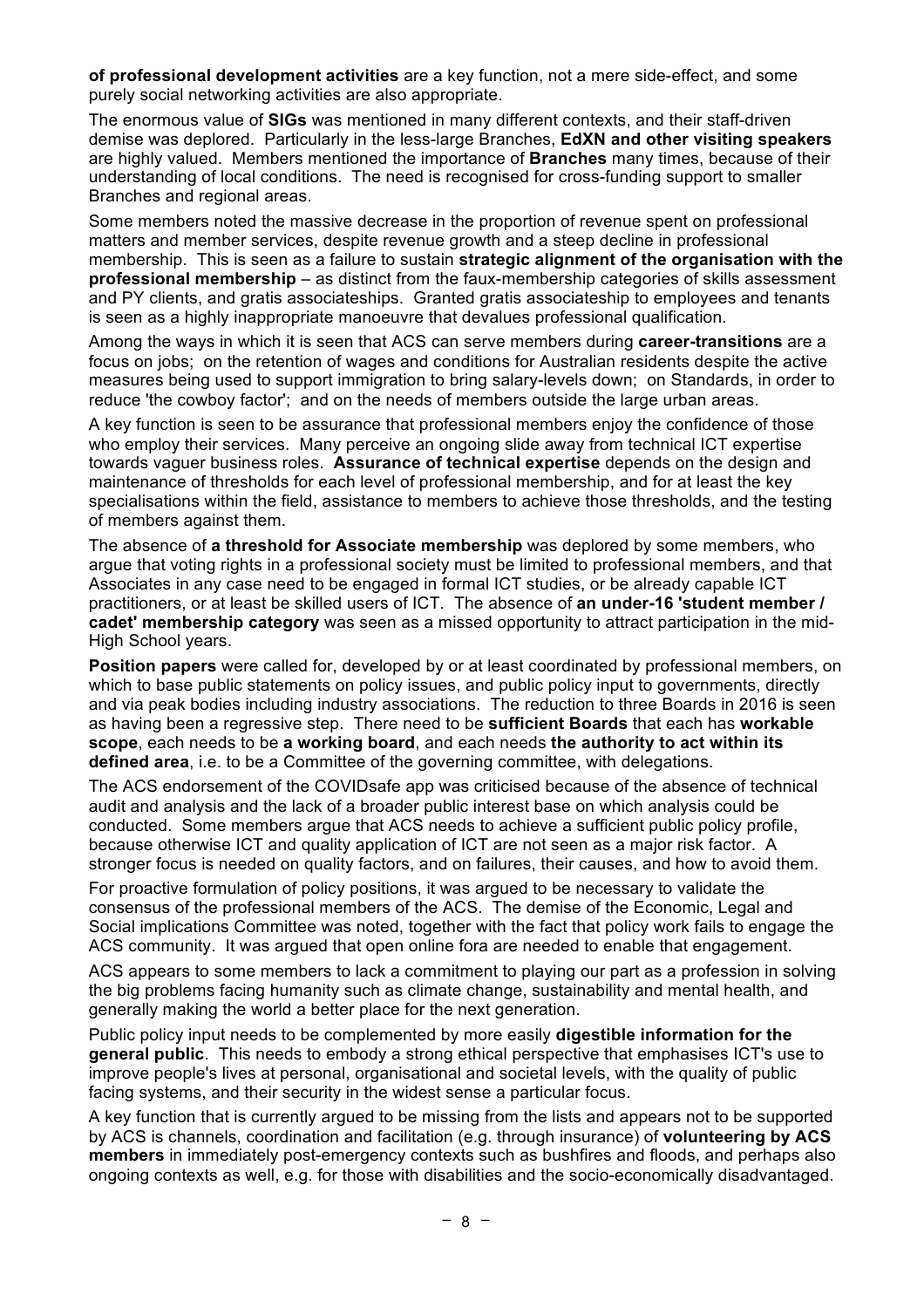**of professional development activities** are a key function, not a mere side-effect, and some purely social networking activities are also appropriate.

The enormous value of **SIGs** was mentioned in many different contexts, and their staff-driven demise was deplored. Particularly in the less-large Branches, **EdXN and other visiting speakers** are highly valued. Members mentioned the importance of **Branches** many times, because of their understanding of local conditions. The need is recognised for cross-funding support to smaller Branches and regional areas.

Some members noted the massive decrease in the proportion of revenue spent on professional matters and member services, despite revenue growth and a steep decline in professional membership. This is seen as a failure to sustain **strategic alignment of the organisation with the professional membership** – as distinct from the faux-membership categories of skills assessment and PY clients, and gratis associateships. Granted gratis associateship to employees and tenants is seen as a highly inappropriate manoeuvre that devalues professional qualification.

Among the ways in which it is seen that ACS can serve members during **career-transitions** are a focus on jobs; on the retention of wages and conditions for Australian residents despite the active measures being used to support immigration to bring salary-levels down; on Standards, in order to reduce 'the cowboy factor'; and on the needs of members outside the large urban areas.

A key function is seen to be assurance that professional members enjoy the confidence of those who employ their services. Many perceive an ongoing slide away from technical ICT expertise towards vaguer business roles. **Assurance of technical expertise** depends on the design and maintenance of thresholds for each level of professional membership, and for at least the key specialisations within the field, assistance to members to achieve those thresholds, and the testing of members against them.

The absence of **a threshold for Associate membership** was deplored by some members, who argue that voting rights in a professional society must be limited to professional members, and that Associates in any case need to be engaged in formal ICT studies, or be already capable ICT practitioners, or at least be skilled users of ICT. The absence of **an under-16 'student member / cadet' membership category** was seen as a missed opportunity to attract participation in the mid-High School years.

**Position papers** were called for, developed by or at least coordinated by professional members, on which to base public statements on policy issues, and public policy input to governments, directly and via peak bodies including industry associations. The reduction to three Boards in 2016 is seen as having been a regressive step. There need to be **sufficient Boards** that each has **workable scope**, each needs to be **a working board**, and each needs **the authority to act within its defined area**, i.e. to be a Committee of the governing committee, with delegations.

The ACS endorsement of the COVIDsafe app was criticised because of the absence of technical audit and analysis and the lack of a broader public interest base on which analysis could be conducted. Some members argue that ACS needs to achieve a sufficient public policy profile, because otherwise ICT and quality application of ICT are not seen as a major risk factor. A stronger focus is needed on quality factors, and on failures, their causes, and how to avoid them.

For proactive formulation of policy positions, it was argued to be necessary to validate the consensus of the professional members of the ACS. The demise of the Economic, Legal and Social implications Committee was noted, together with the fact that policy work fails to engage the ACS community. It was argued that open online fora are needed to enable that engagement.

ACS appears to some members to lack a commitment to playing our part as a profession in solving the big problems facing humanity such as climate change, sustainability and mental health, and generally making the world a better place for the next generation.

Public policy input needs to be complemented by more easily **digestible information for the general public**. This needs to embody a strong ethical perspective that emphasises ICT's use to improve people's lives at personal, organisational and societal levels, with the quality of public facing systems, and their security in the widest sense a particular focus.

A key function that is currently argued to be missing from the lists and appears not to be supported by ACS is channels, coordination and facilitation (e.g. through insurance) of **volunteering by ACS members** in immediately post-emergency contexts such as bushfires and floods, and perhaps also ongoing contexts as well, e.g. for those with disabilities and the socio-economically disadvantaged.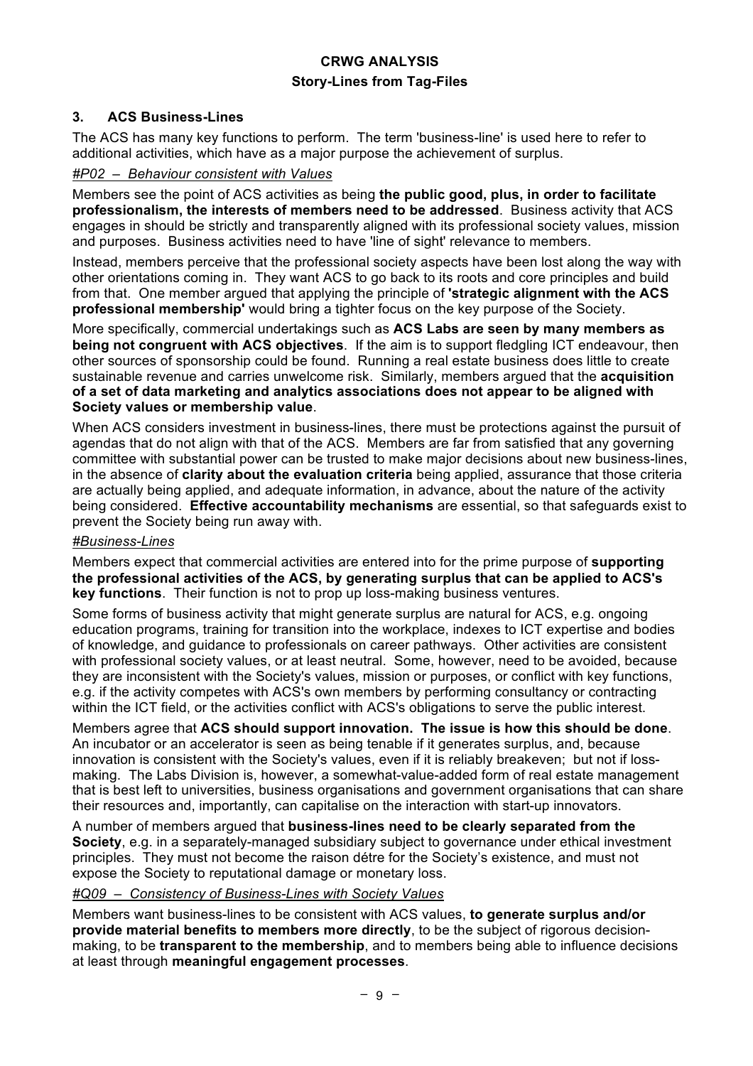**CRWG ANALYSIS**

**Story-Lines from Tag-Files**

## 3. ACS Business-Lines

The ACS has many key functions to perform. The term 'business-line' is used here to refer to additional activities, which have as a major purpose the achievement of surplus.

*#P02 – Behaviour consistent with Values*

Members see the point of ACS activities as being **the public good, plus, in order to facilitate professionalism, the interests of members need to be addressed**. Business activity that ACS engages in should be strictly and transparently aligned with its professional society values, mission and purposes. Business activities need to have 'line of sight' relevance to members.

Instead, members perceive that the professional society aspects have been lost along the way with other orientations coming in. They want ACS to go back to its roots and core principles and build from that. One member argued that applying the principle of **'strategic alignment with the ACS professional membership'** would bring a tighter focus on the key purpose of the Society.

More specifically, commercial undertakings such as **ACS Labs are seen by many members as being not congruent with ACS objectives**. If the aim is to support fledgling ICT endeavour, then other sources of sponsorship could be found. Running a real estate business does little to create sustainable revenue and carries unwelcome risk. Similarly, members argued that the **acquisition of a set of data marketing and analytics associations does not appear to be aligned with Society values or membership value**.

When ACS considers investment in business-lines, there must be protections against the pursuit of agendas that do not align with that of the ACS. Members are far from satisfied that any governing committee with substantial power can be trusted to make major decisions about new business-lines, in the absence of **clarity about the evaluation criteria** being applied, assurance that those criteria are actually being applied, and adequate information, in advance, about the nature of the activity being considered. **Effective accountability mechanisms** are essential, so that safeguards exist to prevent the Society being run away with.

*#Business-Lines*

Members expect that commercial activities are entered into for the prime purpose of **supporting the professional activities of the ACS, by generating surplus that can be applied to ACS's key functions**. Their function is not to prop up loss-making business ventures.

Some forms of business activity that might generate surplus are natural for ACS, e.g. ongoing education programs, training for transition into the workplace, indexes to ICT expertise and bodies of knowledge, and guidance to professionals on career pathways. Other activities are consistent with professional society values, or at least neutral. Some, however, need to be avoided, because they are inconsistent with the Society's values, mission or purposes, or conflict with key functions, e.g. if the activity competes with ACS's own members by performing consultancy or contracting within the ICT field, or the activities conflict with ACS's obligations to serve the public interest.

Members agree that **ACS should support innovation. The issue is how this should be done**. An incubator or an accelerator is seen as being tenable if it generates surplus, and, because innovation is consistent with the Society's values, even if it is reliably breakeven; but not if loss-making. The Labs Division is, however, a somewhat-value-added form of real estate management that is best left to universities, business organisations and government organisations that can share their resources and, importantly, can capitalise on the interaction with start-up innovators.

A number of members argued that **business-lines need to be clearly separated from the Society**, e.g. in a separately-managed subsidiary subject to governance under ethical investment principles. They must not become the raison détre for the Society's existence, and must not expose the Society to reputational damage or monetary loss.

*#Q09 – Consistency of Business-Lines with Society Values*

Members want business-lines to be consistent with ACS values, **to generate surplus and/or provide material benefits to members more directly**, to be the subject of rigorous decision-making, to be **transparent to the membership**, and to members being able to influence decisions at least through **meaningful engagement processes**.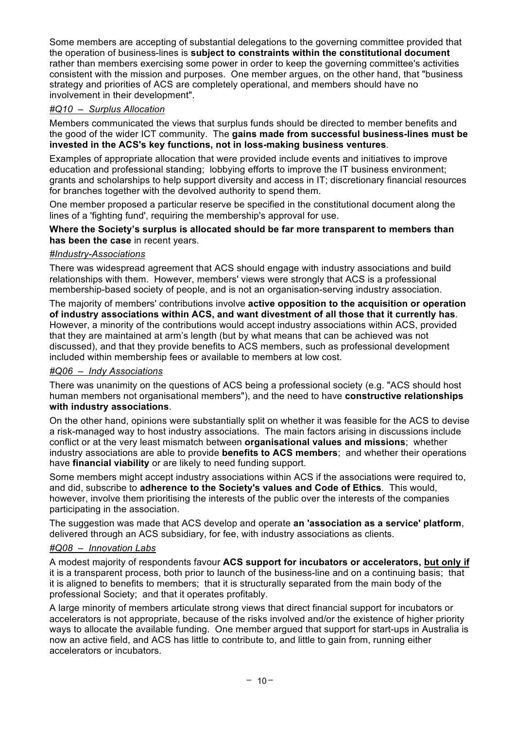Some members are accepting of substantial delegations to the governing committee provided that the operation of business-lines is **subject to constraints within the constitutional document** rather than members exercising some power in order to keep the governing committee's activities consistent with the mission and purposes. One member argues, on the other hand, that "business strategy and priorities of ACS are completely operational, and members should have no involvement in their development".

*#Q10 – Surplus Allocation*

Members communicated the views that surplus funds should be directed to member benefits and the good of the wider ICT community. The **gains made from successful business-lines must be invested in the ACS's key functions, not in loss-making business ventures**.

Examples of appropriate allocation that were provided include events and initiatives to improve education and professional standing; lobbying efforts to improve the IT business environment; grants and scholarships to help support diversity and access in IT; discretionary financial resources for branches together with the devolved authority to spend them.

One member proposed a particular reserve be specified in the constitutional document along the lines of a 'fighting fund', requiring the membership's approval for use.

**Where the Society's surplus is allocated should be far more transparent to members than has been the case** in recent years.

*#Industry-Associations*

There was widespread agreement that ACS should engage with industry associations and build relationships with them. However, members' views were strongly that ACS is a professional membership-based society of people, and is not an organisation-serving industry association.

The majority of members' contributions involve **active opposition to the acquisition or operation of industry associations within ACS, and want divestment of all those that it currently has**. However, a minority of the contributions would accept industry associations within ACS, provided that they are maintained at arm's length (but by what means that can be achieved was not discussed), and that they provide benefits to ACS members, such as professional development included within membership fees or available to members at low cost.

*#Q06 – Indy Associations*

There was unanimity on the questions of ACS being a professional society (e.g. "ACS should host human members not organisational members"), and the need to have **constructive relationships with industry associations**.

On the other hand, opinions were substantially split on whether it was feasible for the ACS to devise a risk-managed way to host industry associations. The main factors arising in discussions include conflict or at the very least mismatch between **organisational values and missions**; whether industry associations are able to provide **benefits to ACS members**; and whether their operations have **financial viability** or are likely to need funding support.

Some members might accept industry associations within ACS if the associations were required to, and did, subscribe to **adherence to the Society's values and Code of Ethics**. This would, however, involve them prioritising the interests of the public over the interests of the companies participating in the association.

The suggestion was made that ACS develop and operate **an 'association as a service' platform**, delivered through an ACS subsidiary, for fee, with industry associations as clients.

*#Q08 – Innovation Labs*

A modest majority of respondents favour **ACS support for incubators or accelerators, <u>but only if</u>** it is a transparent process, both prior to launch of the business-line and on a continuing basis; that it is aligned to benefits to members; that it is structurally separated from the main body of the professional Society; and that it operates profitably.

A large minority of members articulate strong views that direct financial support for incubators or accelerators is not appropriate, because of the risks involved and/or the existence of higher priority ways to allocate the available funding. One member argued that support for start-ups in Australia is now an active field, and ACS has little to contribute to, and little to gain from, running either accelerators or incubators.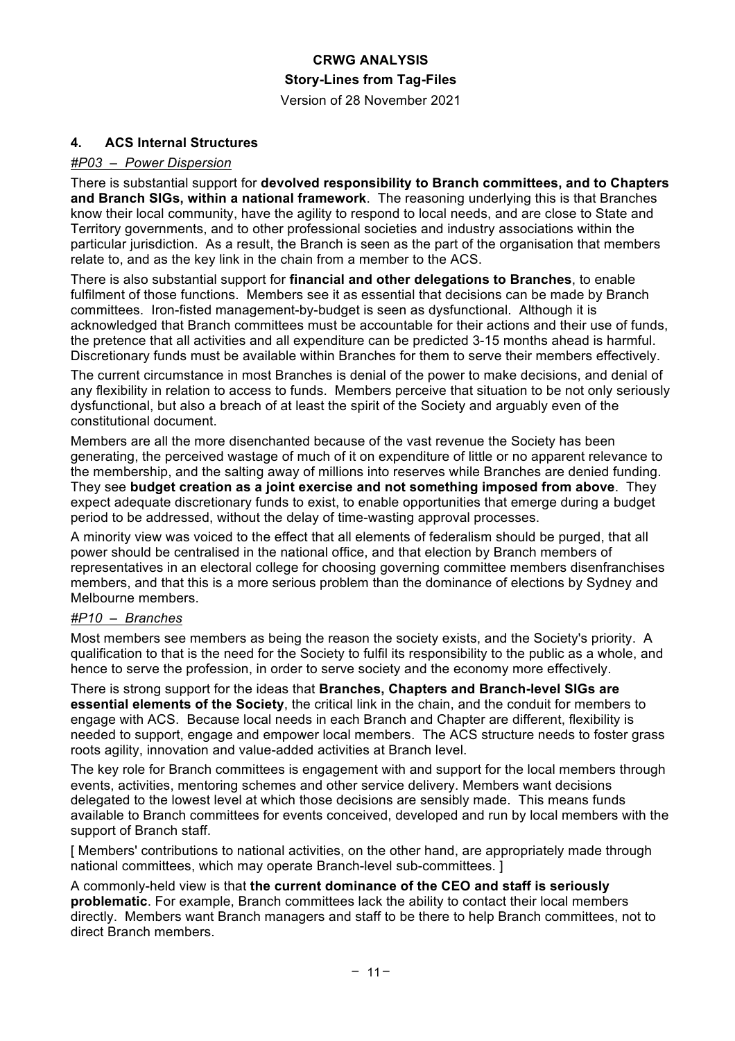**CRWG ANALYSIS**

**Story-Lines from Tag-Files**

Version of 28 November 2021

## 4. ACS Internal Structures

### *#P03 – Power Dispersion*

There is substantial support for **devolved responsibility to Branch committees, and to Chapters and Branch SIGs, within a national framework**. The reasoning underlying this is that Branches know their local community, have the agility to respond to local needs, and are close to State and Territory governments, and to other professional societies and industry associations within the particular jurisdiction. As a result, the Branch is seen as the part of the organisation that members relate to, and as the key link in the chain from a member to the ACS.

There is also substantial support for **financial and other delegations to Branches**, to enable fulfilment of those functions. Members see it as essential that decisions can be made by Branch committees. Iron-fisted management-by-budget is seen as dysfunctional. Although it is acknowledged that Branch committees must be accountable for their actions and their use of funds, the pretence that all activities and all expenditure can be predicted 3-15 months ahead is harmful. Discretionary funds must be available within Branches for them to serve their members effectively.

The current circumstance in most Branches is denial of the power to make decisions, and denial of any flexibility in relation to access to funds. Members perceive that situation to be not only seriously dysfunctional, but also a breach of at least the spirit of the Society and arguably even of the constitutional document.

Members are all the more disenchanted because of the vast revenue the Society has been generating, the perceived wastage of much of it on expenditure of little or no apparent relevance to the membership, and the salting away of millions into reserves while Branches are denied funding. They see **budget creation as a joint exercise and not something imposed from above**. They expect adequate discretionary funds to exist, to enable opportunities that emerge during a budget period to be addressed, without the delay of time-wasting approval processes.

A minority view was voiced to the effect that all elements of federalism should be purged, that all power should be centralised in the national office, and that election by Branch members of representatives in an electoral college for choosing governing committee members disenfranchises members, and that this is a more serious problem than the dominance of elections by Sydney and Melbourne members.

### *#P10 – Branches*

Most members see members as being the reason the society exists, and the Society's priority. A qualification to that is the need for the Society to fulfil its responsibility to the public as a whole, and hence to serve the profession, in order to serve society and the economy more effectively.

There is strong support for the ideas that **Branches, Chapters and Branch-level SIGs are essential elements of the Society**, the critical link in the chain, and the conduit for members to engage with ACS. Because local needs in each Branch and Chapter are different, flexibility is needed to support, engage and empower local members. The ACS structure needs to foster grass roots agility, innovation and value-added activities at Branch level.

The key role for Branch committees is engagement with and support for the local members through events, activities, mentoring schemes and other service delivery. Members want decisions delegated to the lowest level at which those decisions are sensibly made. This means funds available to Branch committees for events conceived, developed and run by local members with the support of Branch staff.

[ Members' contributions to national activities, on the other hand, are appropriately made through national committees, which may operate Branch-level sub-committees. ]

A commonly-held view is that **the current dominance of the CEO and staff is seriously problematic**. For example, Branch committees lack the ability to contact their local members directly. Members want Branch managers and staff to be there to help Branch committees, not to direct Branch members.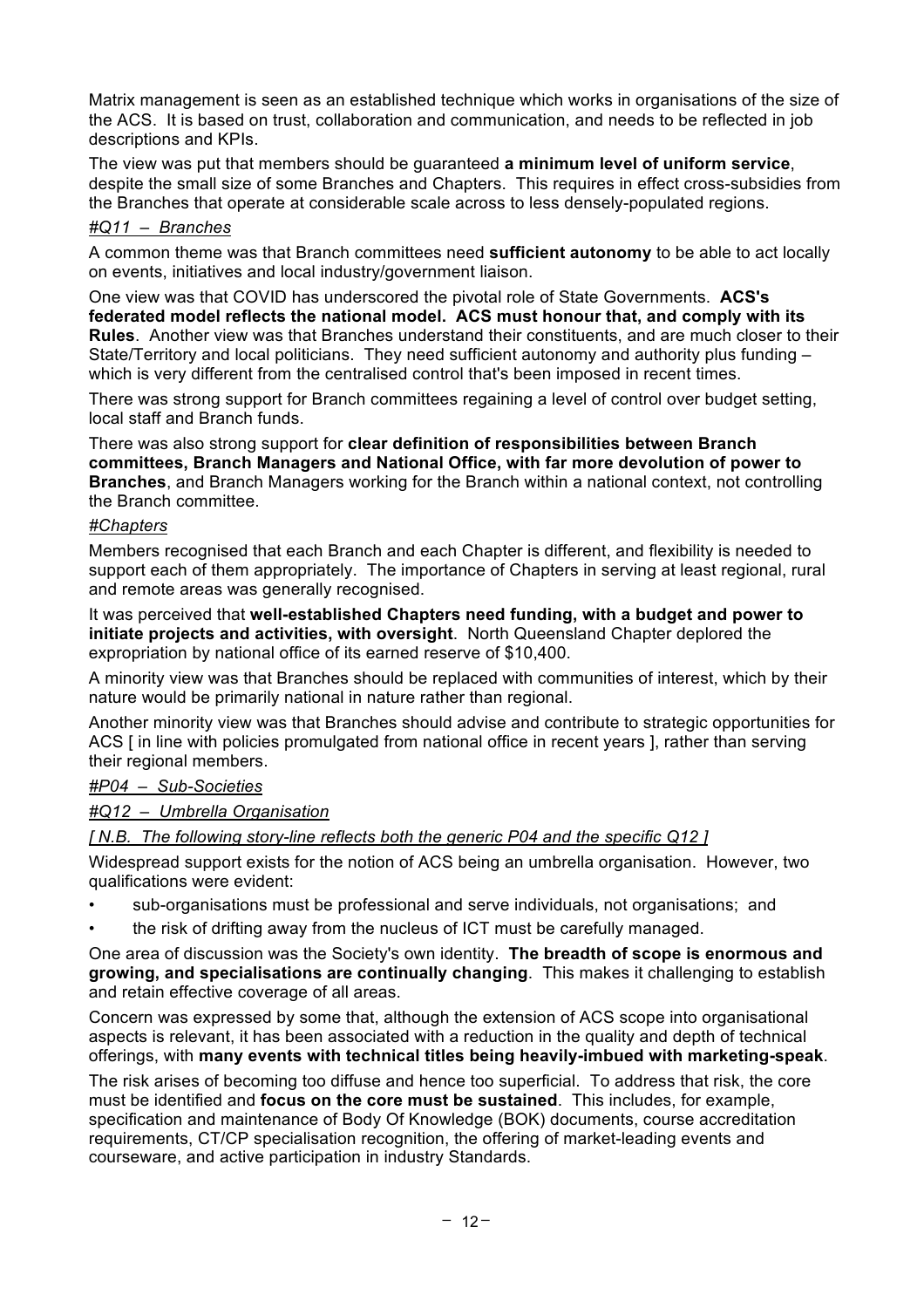Matrix management is seen as an established technique which works in organisations of the size of the ACS. It is based on trust, collaboration and communication, and needs to be reflected in job descriptions and KPIs.

The view was put that members should be guaranteed **a minimum level of uniform service**, despite the small size of some Branches and Chapters. This requires in effect cross-subsidies from the Branches that operate at considerable scale across to less densely-populated regions.

*#Q11 – Branches*

A common theme was that Branch committees need **sufficient autonomy** to be able to act locally on events, initiatives and local industry/government liaison.

One view was that COVID has underscored the pivotal role of State Governments. **ACS's federated model reflects the national model. ACS must honour that, and comply with its Rules**. Another view was that Branches understand their constituents, and are much closer to their State/Territory and local politicians. They need sufficient autonomy and authority plus funding – which is very different from the centralised control that's been imposed in recent times.

There was strong support for Branch committees regaining a level of control over budget setting, local staff and Branch funds.

There was also strong support for **clear definition of responsibilities between Branch committees, Branch Managers and National Office, with far more devolution of power to Branches**, and Branch Managers working for the Branch within a national context, not controlling the Branch committee.

*#Chapters*

Members recognised that each Branch and each Chapter is different, and flexibility is needed to support each of them appropriately. The importance of Chapters in serving at least regional, rural and remote areas was generally recognised.

It was perceived that **well-established Chapters need funding, with a budget and power to initiate projects and activities, with oversight**. North Queensland Chapter deplored the expropriation by national office of its earned reserve of $10,400.

A minority view was that Branches should be replaced with communities of interest, which by their nature would be primarily national in nature rather than regional.

Another minority view was that Branches should advise and contribute to strategic opportunities for ACS [ in line with policies promulgated from national office in recent years ], rather than serving their regional members.

*#P04 – Sub-Societies*

*#Q12 – Umbrella Organisation*

*[ N.B. The following story-line reflects both the generic P04 and the specific Q12 ]*

Widespread support exists for the notion of ACS being an umbrella organisation. However, two qualifications were evident:

- sub-organisations must be professional and serve individuals, not organisations; and
- the risk of drifting away from the nucleus of ICT must be carefully managed.

One area of discussion was the Society's own identity. **The breadth of scope is enormous and growing, and specialisations are continually changing**. This makes it challenging to establish and retain effective coverage of all areas.

Concern was expressed by some that, although the extension of ACS scope into organisational aspects is relevant, it has been associated with a reduction in the quality and depth of technical offerings, with **many events with technical titles being heavily-imbued with marketing-speak**.

The risk arises of becoming too diffuse and hence too superficial. To address that risk, the core must be identified and **focus on the core must be sustained**. This includes, for example, specification and maintenance of Body Of Knowledge (BOK) documents, course accreditation requirements, CT/CP specialisation recognition, the offering of market-leading events and courseware, and active participation in industry Standards.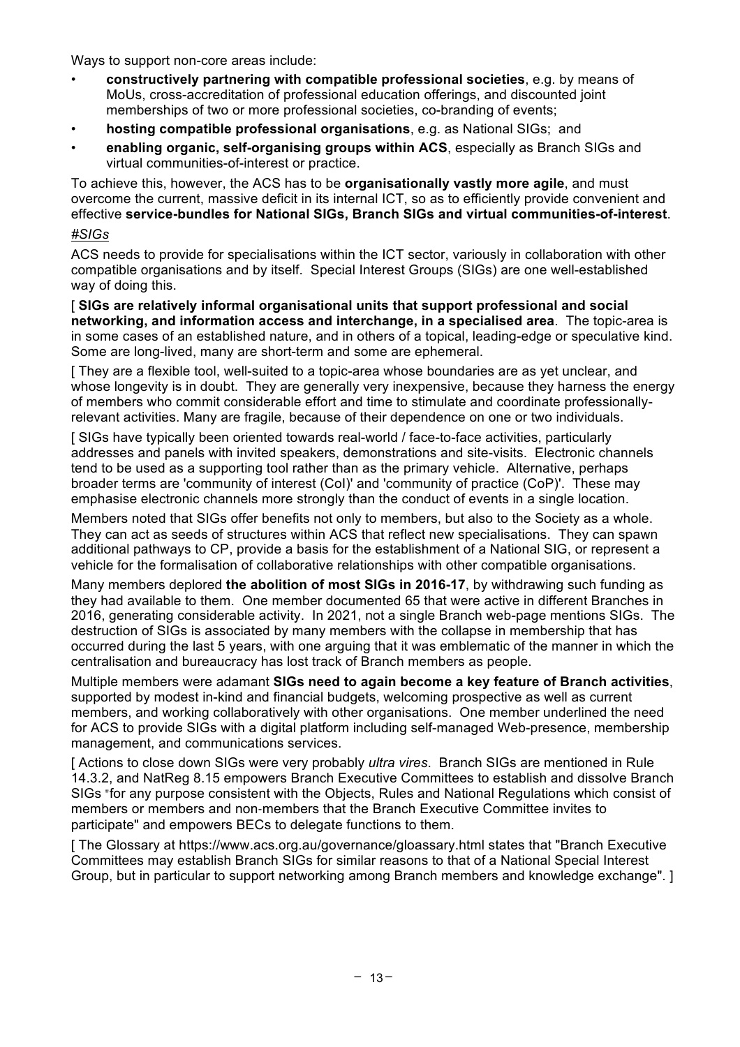Ways to support non-core areas include:

- **constructively partnering with compatible professional societies**, e.g. by means of MoUs, cross-accreditation of professional education offerings, and discounted joint memberships of two or more professional societies, co-branding of events;
- **hosting compatible professional organisations**, e.g. as National SIGs; and
- **enabling organic, self-organising groups within ACS**, especially as Branch SIGs and virtual communities-of-interest or practice.

To achieve this, however, the ACS has to be **organisationally vastly more agile**, and must overcome the current, massive deficit in its internal ICT, so as to efficiently provide convenient and effective **service-bundles for National SIGs, Branch SIGs and virtual communities-of-interest**.

*#SIGs*

ACS needs to provide for specialisations within the ICT sector, variously in collaboration with other compatible organisations and by itself. Special Interest Groups (SIGs) are one well-established way of doing this.

[ **SIGs are relatively informal organisational units that support professional and social networking, and information access and interchange, in a specialised area**. The topic-area is in some cases of an established nature, and in others of a topical, leading-edge or speculative kind. Some are long-lived, many are short-term and some are ephemeral.

[ They are a flexible tool, well-suited to a topic-area whose boundaries are as yet unclear, and whose longevity is in doubt. They are generally very inexpensive, because they harness the energy of members who commit considerable effort and time to stimulate and coordinate professionally-relevant activities. Many are fragile, because of their dependence on one or two individuals.

[ SIGs have typically been oriented towards real-world / face-to-face activities, particularly addresses and panels with invited speakers, demonstrations and site-visits. Electronic channels tend to be used as a supporting tool rather than as the primary vehicle. Alternative, perhaps broader terms are 'community of interest (CoI)' and 'community of practice (CoP)'. These may emphasise electronic channels more strongly than the conduct of events in a single location.

Members noted that SIGs offer benefits not only to members, but also to the Society as a whole. They can act as seeds of structures within ACS that reflect new specialisations. They can spawn additional pathways to CP, provide a basis for the establishment of a National SIG, or represent a vehicle for the formalisation of collaborative relationships with other compatible organisations.

Many members deplored **the abolition of most SIGs in 2016-17**, by withdrawing such funding as they had available to them. One member documented 65 that were active in different Branches in 2016, generating considerable activity. In 2021, not a single Branch web-page mentions SIGs. The destruction of SIGs is associated by many members with the collapse in membership that has occurred during the last 5 years, with one arguing that it was emblematic of the manner in which the centralisation and bureaucracy has lost track of Branch members as people.

Multiple members were adamant **SIGs need to again become a key feature of Branch activities**, supported by modest in-kind and financial budgets, welcoming prospective as well as current members, and working collaboratively with other organisations. One member underlined the need for ACS to provide SIGs with a digital platform including self-managed Web-presence, membership management, and communications services.

[ Actions to close down SIGs were very probably *ultra vires*. Branch SIGs are mentioned in Rule 14.3.2, and NatReg 8.15 empowers Branch Executive Committees to establish and dissolve Branch SIGs "for any purpose consistent with the Objects, Rules and National Regulations which consist of members or members and non-members that the Branch Executive Committee invites to participate" and empowers BECs to delegate functions to them.

[ The Glossary at https://www.acs.org.au/governance/gloassary.html states that "Branch Executive Committees may establish Branch SIGs for similar reasons to that of a National Special Interest Group, but in particular to support networking among Branch members and knowledge exchange". ]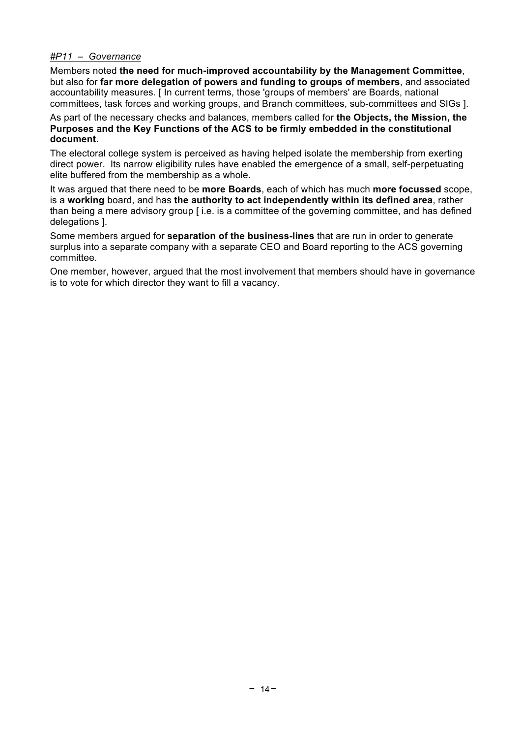*#P11 – Governance*

Members noted **the need for much-improved accountability by the Management Committee**, but also for **far more delegation of powers and funding to groups of members**, and associated accountability measures. [ In current terms, those 'groups of members' are Boards, national committees, task forces and working groups, and Branch committees, sub-committees and SIGs ].

As part of the necessary checks and balances, members called for **the Objects, the Mission, the Purposes and the Key Functions of the ACS to be firmly embedded in the constitutional document**.

The electoral college system is perceived as having helped isolate the membership from exerting direct power. Its narrow eligibility rules have enabled the emergence of a small, self-perpetuating elite buffered from the membership as a whole.

It was argued that there need to be **more Boards**, each of which has much **more focussed** scope, is a **working** board, and has **the authority to act independently within its defined area**, rather than being a mere advisory group [ i.e. is a committee of the governing committee, and has defined delegations ].

Some members argued for **separation of the business-lines** that are run in order to generate surplus into a separate company with a separate CEO and Board reporting to the ACS governing committee.

One member, however, argued that the most involvement that members should have in governance is to vote for which director they want to fill a vacancy.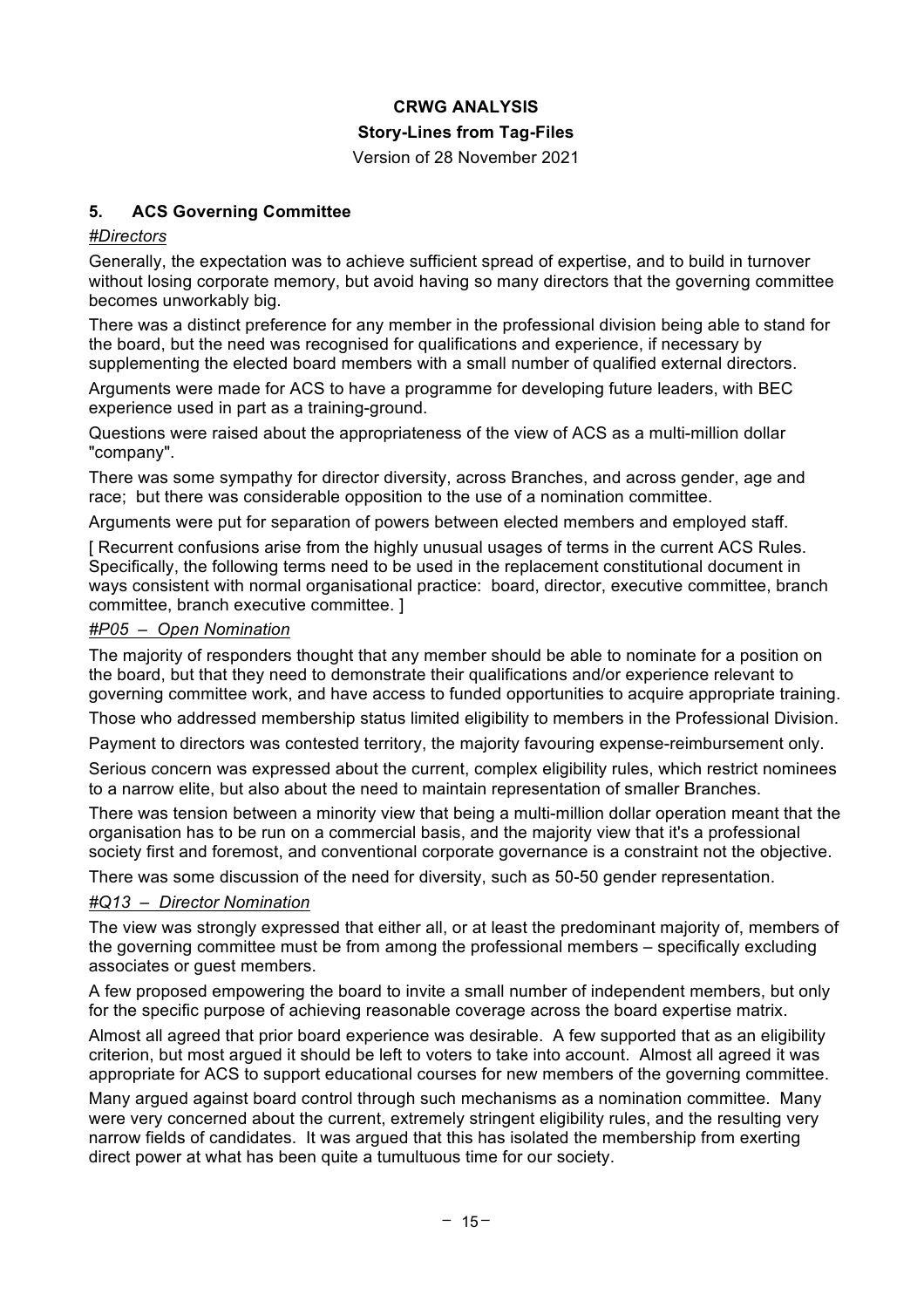**CRWG ANALYSIS**

**Story-Lines from Tag-Files**

Version of 28 November 2021

## 5. ACS Governing Committee

*#Directors*

Generally, the expectation was to achieve sufficient spread of expertise, and to build in turnover without losing corporate memory, but avoid having so many directors that the governing committee becomes unworkably big.

There was a distinct preference for any member in the professional division being able to stand for the board, but the need was recognised for qualifications and experience, if necessary by supplementing the elected board members with a small number of qualified external directors.

Arguments were made for ACS to have a programme for developing future leaders, with BEC experience used in part as a training-ground.

Questions were raised about the appropriateness of the view of ACS as a multi-million dollar "company".

There was some sympathy for director diversity, across Branches, and across gender, age and race; but there was considerable opposition to the use of a nomination committee.

Arguments were put for separation of powers between elected members and employed staff.

[ Recurrent confusions arise from the highly unusual usages of terms in the current ACS Rules. Specifically, the following terms need to be used in the replacement constitutional document in ways consistent with normal organisational practice: board, director, executive committee, branch committee, branch executive committee. ]

*#P05 – Open Nomination*

The majority of responders thought that any member should be able to nominate for a position on the board, but that they need to demonstrate their qualifications and/or experience relevant to governing committee work, and have access to funded opportunities to acquire appropriate training.

Those who addressed membership status limited eligibility to members in the Professional Division.

Payment to directors was contested territory, the majority favouring expense-reimbursement only.

Serious concern was expressed about the current, complex eligibility rules, which restrict nominees to a narrow elite, but also about the need to maintain representation of smaller Branches.

There was tension between a minority view that being a multi-million dollar operation meant that the organisation has to be run on a commercial basis, and the majority view that it's a professional society first and foremost, and conventional corporate governance is a constraint not the objective.

There was some discussion of the need for diversity, such as 50-50 gender representation.

*#Q13 – Director Nomination*

The view was strongly expressed that either all, or at least the predominant majority of, members of the governing committee must be from among the professional members – specifically excluding associates or guest members.

A few proposed empowering the board to invite a small number of independent members, but only for the specific purpose of achieving reasonable coverage across the board expertise matrix.

Almost all agreed that prior board experience was desirable. A few supported that as an eligibility criterion, but most argued it should be left to voters to take into account. Almost all agreed it was appropriate for ACS to support educational courses for new members of the governing committee.

Many argued against board control through such mechanisms as a nomination committee. Many were very concerned about the current, extremely stringent eligibility rules, and the resulting very narrow fields of candidates. It was argued that this has isolated the membership from exerting direct power at what has been quite a tumultuous time for our society.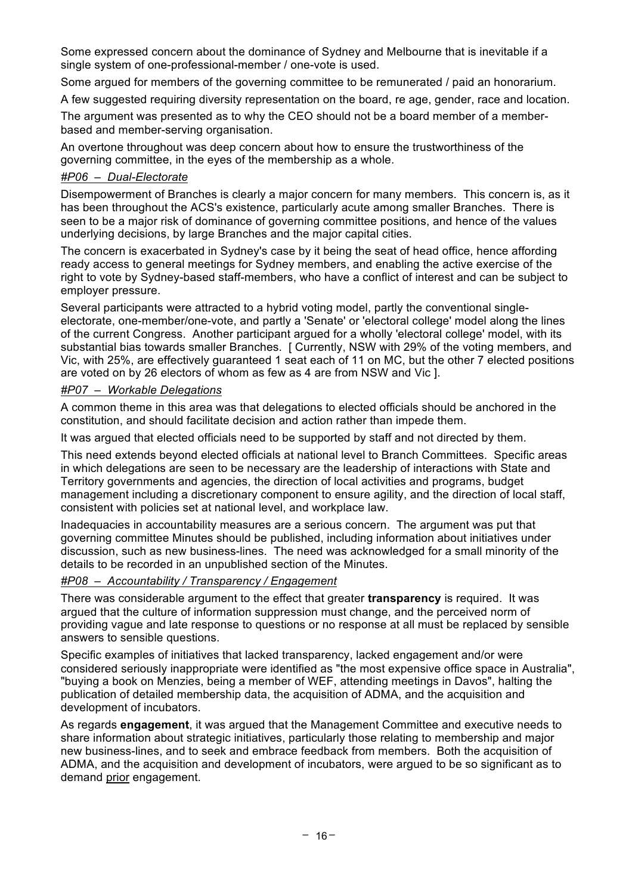Some expressed concern about the dominance of Sydney and Melbourne that is inevitable if a single system of one-professional-member / one-vote is used.

Some argued for members of the governing committee to be remunerated / paid an honorarium.

A few suggested requiring diversity representation on the board, re age, gender, race and location.

The argument was presented as to why the CEO should not be a board member of a member-based and member-serving organisation.

An overtone throughout was deep concern about how to ensure the trustworthiness of the governing committee, in the eyes of the membership as a whole.

*#P06 – Dual-Electorate*

Disempowerment of Branches is clearly a major concern for many members. This concern is, as it has been throughout the ACS's existence, particularly acute among smaller Branches. There is seen to be a major risk of dominance of governing committee positions, and hence of the values underlying decisions, by large Branches and the major capital cities.

The concern is exacerbated in Sydney's case by it being the seat of head office, hence affording ready access to general meetings for Sydney members, and enabling the active exercise of the right to vote by Sydney-based staff-members, who have a conflict of interest and can be subject to employer pressure.

Several participants were attracted to a hybrid voting model, partly the conventional single-electorate, one-member/one-vote, and partly a 'Senate' or 'electoral college' model along the lines of the current Congress. Another participant argued for a wholly 'electoral college' model, with its substantial bias towards smaller Branches. [ Currently, NSW with 29% of the voting members, and Vic, with 25%, are effectively guaranteed 1 seat each of 11 on MC, but the other 7 elected positions are voted on by 26 electors of whom as few as 4 are from NSW and Vic ].

*#P07 – Workable Delegations*

A common theme in this area was that delegations to elected officials should be anchored in the constitution, and should facilitate decision and action rather than impede them.

It was argued that elected officials need to be supported by staff and not directed by them.

This need extends beyond elected officials at national level to Branch Committees. Specific areas in which delegations are seen to be necessary are the leadership of interactions with State and Territory governments and agencies, the direction of local activities and programs, budget management including a discretionary component to ensure agility, and the direction of local staff, consistent with policies set at national level, and workplace law.

Inadequacies in accountability measures are a serious concern. The argument was put that governing committee Minutes should be published, including information about initiatives under discussion, such as new business-lines. The need was acknowledged for a small minority of the details to be recorded in an unpublished section of the Minutes.

*#P08 – Accountability / Transparency / Engagement*

There was considerable argument to the effect that greater **transparency** is required. It was argued that the culture of information suppression must change, and the perceived norm of providing vague and late response to questions or no response at all must be replaced by sensible answers to sensible questions.

Specific examples of initiatives that lacked transparency, lacked engagement and/or were considered seriously inappropriate were identified as "the most expensive office space in Australia", "buying a book on Menzies, being a member of WEF, attending meetings in Davos", halting the publication of detailed membership data, the acquisition of ADMA, and the acquisition and development of incubators.

As regards **engagement**, it was argued that the Management Committee and executive needs to share information about strategic initiatives, particularly those relating to membership and major new business-lines, and to seek and embrace feedback from members. Both the acquisition of ADMA, and the acquisition and development of incubators, were argued to be so significant as to demand <u>prior</u> engagement.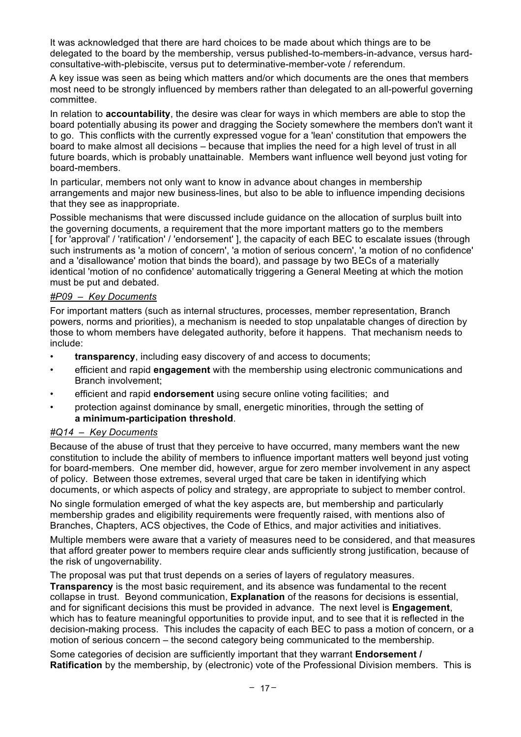It was acknowledged that there are hard choices to be made about which things are to be delegated to the board by the membership, versus published-to-members-in-advance, versus hard-consultative-with-plebiscite, versus put to determinative-member-vote / referendum.

A key issue was seen as being which matters and/or which documents are the ones that members most need to be strongly influenced by members rather than delegated to an all-powerful governing committee.

In relation to **accountability**, the desire was clear for ways in which members are able to stop the board potentially abusing its power and dragging the Society somewhere the members don't want it to go. This conflicts with the currently expressed vogue for a 'lean' constitution that empowers the board to make almost all decisions – because that implies the need for a high level of trust in all future boards, which is probably unattainable. Members want influence well beyond just voting for board-members.

In particular, members not only want to know in advance about changes in membership arrangements and major new business-lines, but also to be able to influence impending decisions that they see as inappropriate.

Possible mechanisms that were discussed include guidance on the allocation of surplus built into the governing documents, a requirement that the more important matters go to the members [ for 'approval' / 'ratification' / 'endorsement' ], the capacity of each BEC to escalate issues (through such instruments as 'a motion of concern', 'a motion of serious concern', 'a motion of no confidence' and a 'disallowance' motion that binds the board), and passage by two BECs of a materially identical 'motion of no confidence' automatically triggering a General Meeting at which the motion must be put and debated.

#### *#P09 – Key Documents*

For important matters (such as internal structures, processes, member representation, Branch powers, norms and priorities), a mechanism is needed to stop unpalatable changes of direction by those to whom members have delegated authority, before it happens. That mechanism needs to include:

- **transparency**, including easy discovery of and access to documents;
- efficient and rapid **engagement** with the membership using electronic communications and Branch involvement;
- efficient and rapid **endorsement** using secure online voting facilities; and
- protection against dominance by small, energetic minorities, through the setting of **a minimum-participation threshold**.

#### *#Q14 – Key Documents*

Because of the abuse of trust that they perceive to have occurred, many members want the new constitution to include the ability of members to influence important matters well beyond just voting for board-members. One member did, however, argue for zero member involvement in any aspect of policy. Between those extremes, several urged that care be taken in identifying which documents, or which aspects of policy and strategy, are appropriate to subject to member control.

No single formulation emerged of what the key aspects are, but membership and particularly membership grades and eligibility requirements were frequently raised, with mentions also of Branches, Chapters, ACS objectives, the Code of Ethics, and major activities and initiatives.

Multiple members were aware that a variety of measures need to be considered, and that measures that afford greater power to members require clear ands sufficiently strong justification, because of the risk of ungovernability.

The proposal was put that trust depends on a series of layers of regulatory measures. **Transparency** is the most basic requirement, and its absence was fundamental to the recent collapse in trust. Beyond communication, **Explanation** of the reasons for decisions is essential, and for significant decisions this must be provided in advance. The next level is **Engagement**, which has to feature meaningful opportunities to provide input, and to see that it is reflected in the decision-making process. This includes the capacity of each BEC to pass a motion of concern, or a motion of serious concern – the second category being communicated to the membership.

Some categories of decision are sufficiently important that they warrant **Endorsement / Ratification** by the membership, by (electronic) vote of the Professional Division members. This is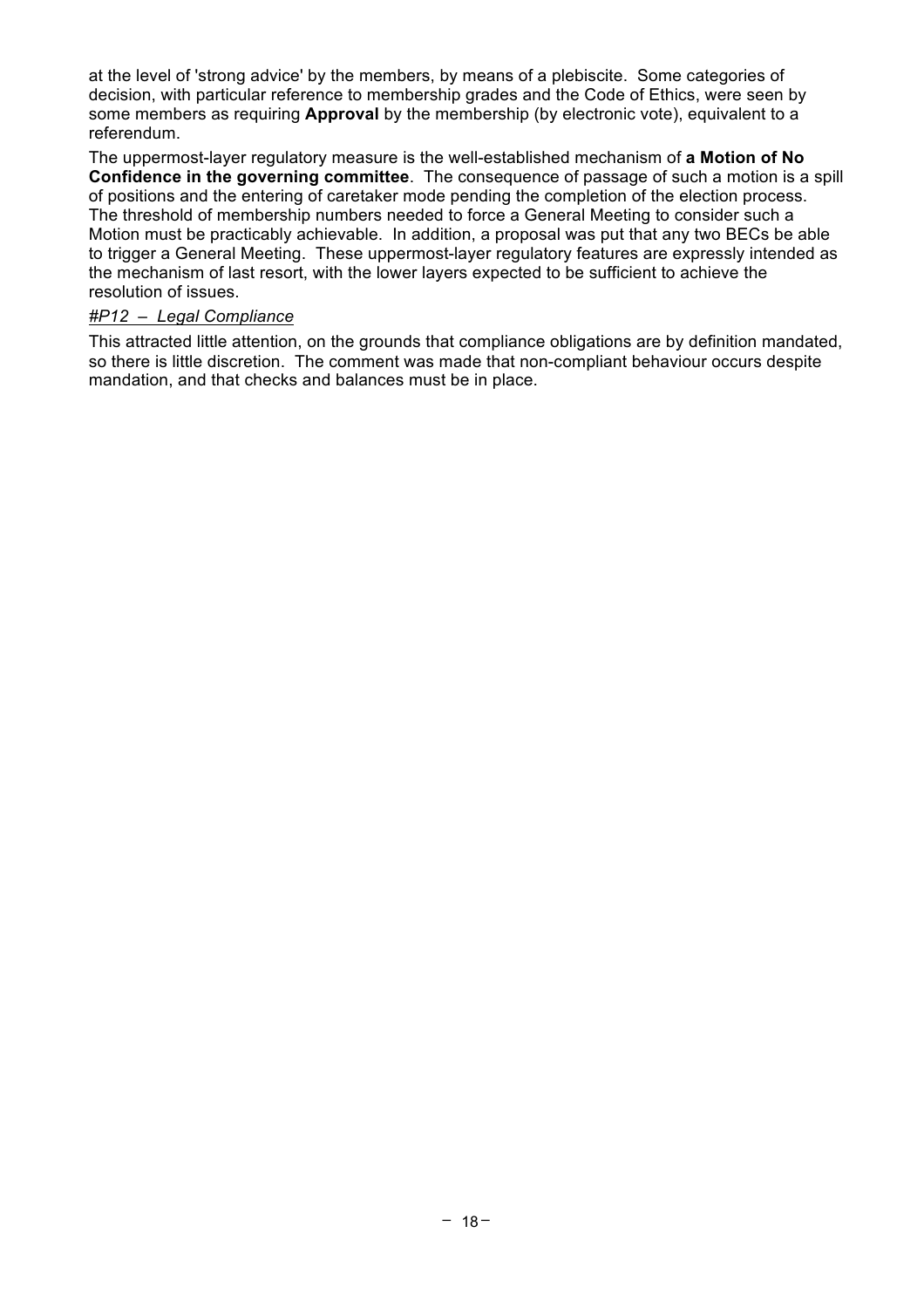at the level of 'strong advice' by the members, by means of a plebiscite. Some categories of decision, with particular reference to membership grades and the Code of Ethics, were seen by some members as requiring **Approval** by the membership (by electronic vote), equivalent to a referendum.

The uppermost-layer regulatory measure is the well-established mechanism of **a Motion of No Confidence in the governing committee**. The consequence of passage of such a motion is a spill of positions and the entering of caretaker mode pending the completion of the election process. The threshold of membership numbers needed to force a General Meeting to consider such a Motion must be practicably achievable. In addition, a proposal was put that any two BECs be able to trigger a General Meeting. These uppermost-layer regulatory features are expressly intended as the mechanism of last resort, with the lower layers expected to be sufficient to achieve the resolution of issues.

*#P12 – Legal Compliance*

This attracted little attention, on the grounds that compliance obligations are by definition mandated, so there is little discretion. The comment was made that non-compliant behaviour occurs despite mandation, and that checks and balances must be in place.